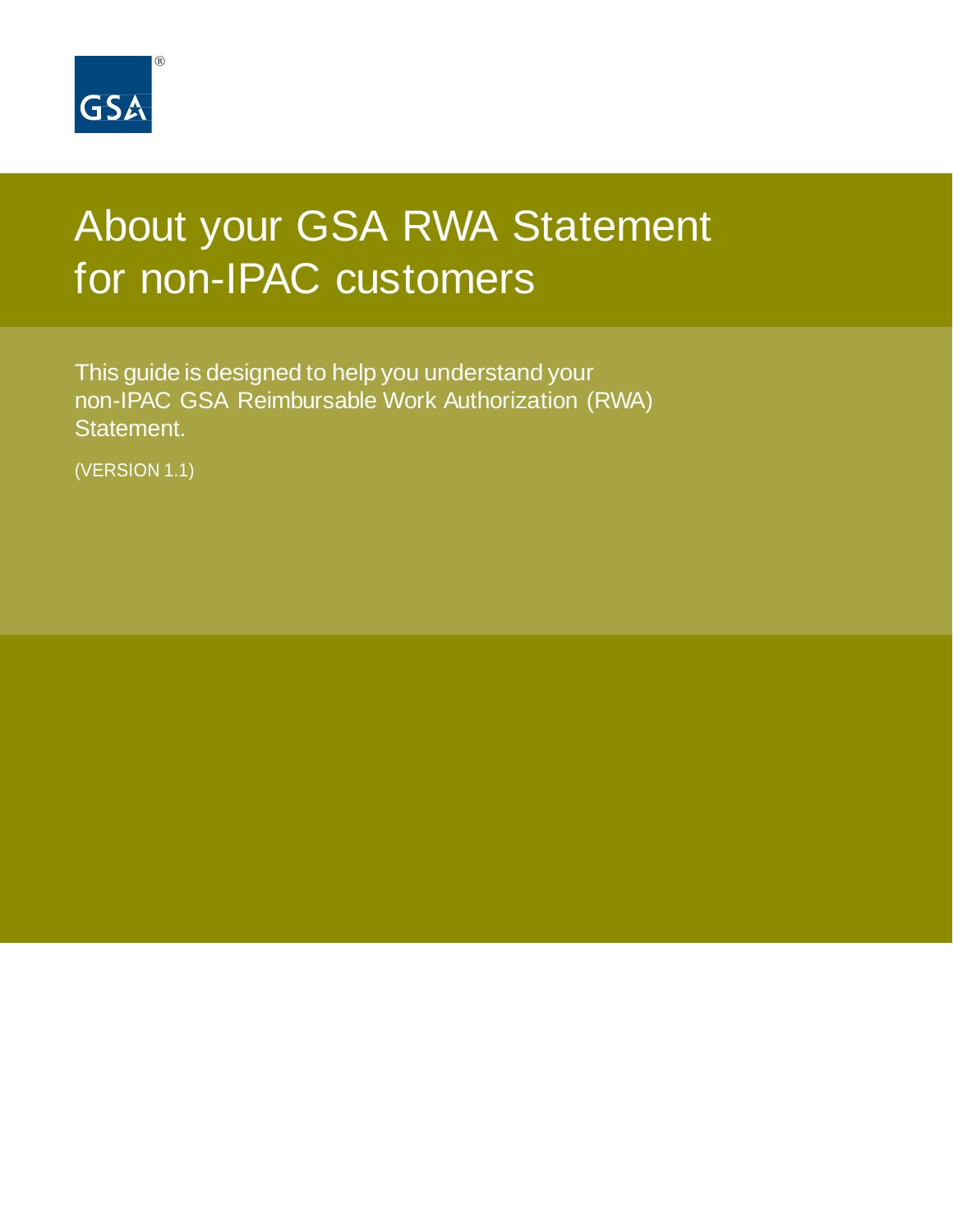# About your GSA RWA Statement for non-IPAC customers

This guide is designed to help you understand your non-IPAC GSA Reimbursable Work Authorization (RWA) Statement.

(VERSION 1.1)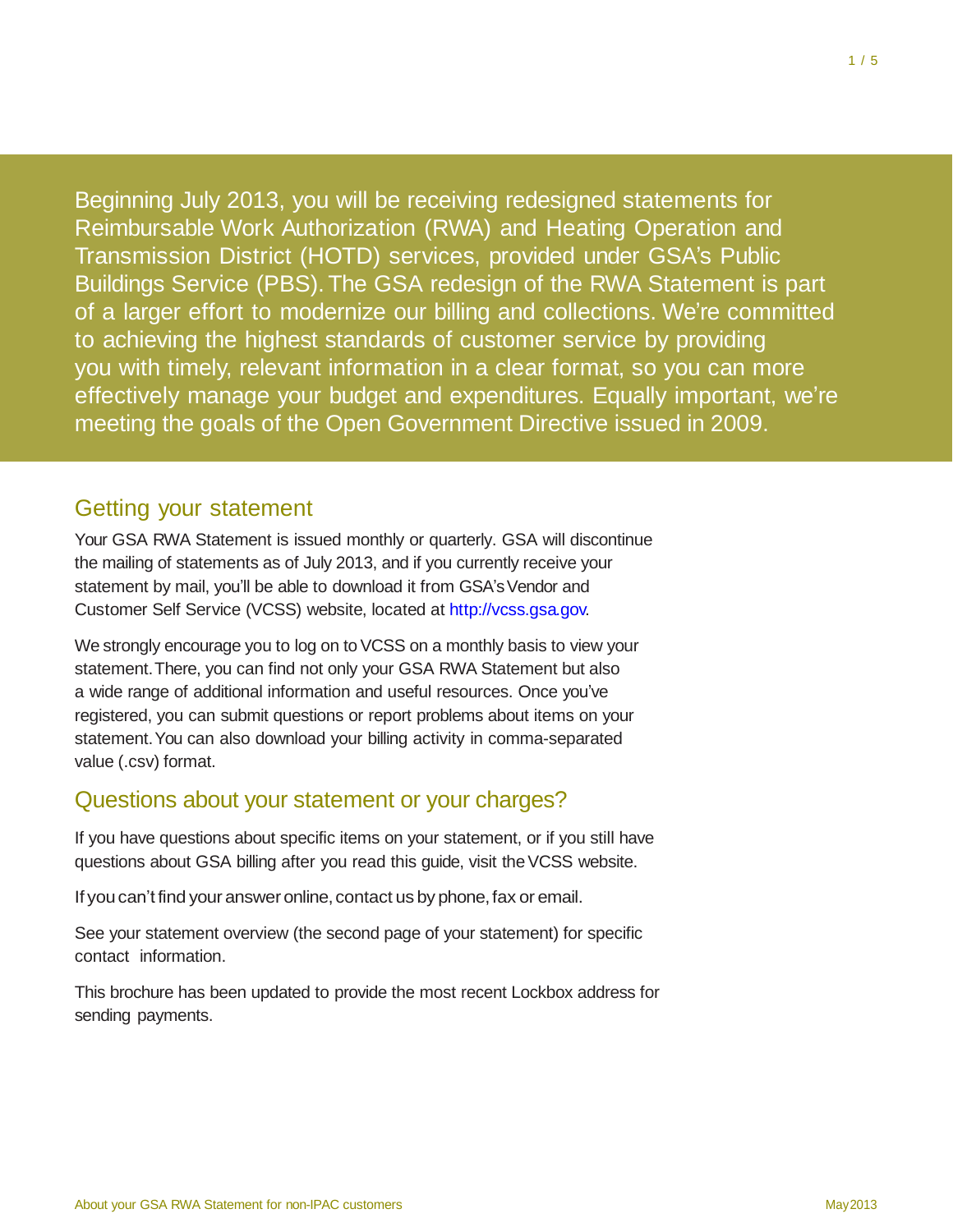Beginning July 2013, you will be receiving redesigned statements for Reimbursable Work Authorization (RWA) and Heating Operation and Transmission District (HOTD) services, provided under GSA's Public Buildings Service (PBS). The GSA redesign of the RWA Statement is part of a larger effort to modernize our billing and collections. We're committed to achieving the highest standards of customer service by providing you with timely, relevant information in a clear format, so you can more effectively manage your budget and expenditures. Equally important, we're meeting the goals of the Open Government Directive issued in 2009.

## Getting your statement

Your GSA RWA Statement is issued monthly or quarterly. GSA will discontinue the mailing of statements as of July 2013, and if you currently receive your statement by mail, you'll be able to download it from GSA's Vendor and Customer Self Service (VCSS) website, located at http://vcss.gsa.gov.

We strongly encourage you to log on to VCSS on a monthly basis to view your statement. There, you can find not only your GSA RWA Statement but also a wide range of additional information and useful resources. Once you've registered, you can submit questions or report problems about items on your statement. You can also download your billing activity in comma-separated value (.csv) format.

## Questions about your statement or your charges?

If you have questions about specific items on your statement, or if you still have questions about GSA billing after you read this guide, visit the VCSS website.

If you can't find your answer online, contact us by phone, fax or email.

See your statement overview (the second page of your statement) for specific contact information.

This brochure has been updated to provide the most recent Lockbox address for sending payments.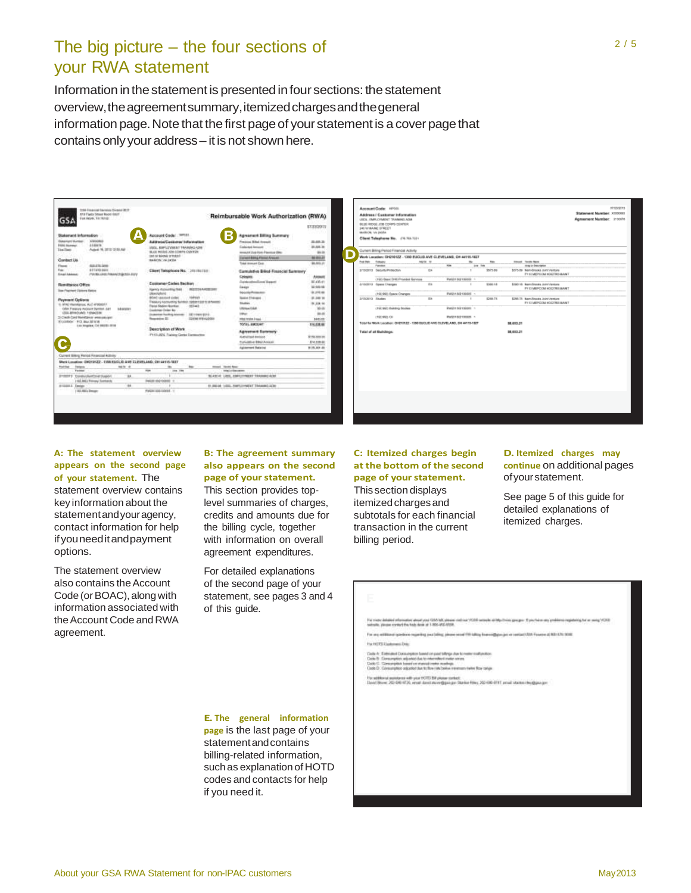# The big picture – the four sections of your RWA statement

Information in the statement is presented in four sections: the statement overview, the agreement summary, itemized charges and the general information page. Note that the first page of your statement is a cover page that contains only your address – it is not shown here.

**A: The statement overview appears on the second page of your statement.** The statement overview contains key information about the statement and your agency, contact information for help if you need it and payment options.

The statement overview also contains the Account Code (or BOAC), along with information associated with the Account Code and RWA agreement.

**B: The agreement summary also appears on the second page of your statement.** This section provides top-level summaries of charges, credits and amounts due for the billing cycle, together with information on overall agreement expenditures.

For detailed explanations of the second page of your statement, see pages 3 and 4 of this guide.

**C: Itemized charges begin at the bottom of the second page of your statement.** This section displays itemized charges and subtotals for each financial transaction in the current billing period.

**D. Itemized charges may continue** on additional pages of your statement.

See page 5 of this guide for detailed explanations of itemized charges.

**E. The general information page** is the last page of your statement and contains billing-related information, such as explanation of HOTD codes and contacts for help if you need it.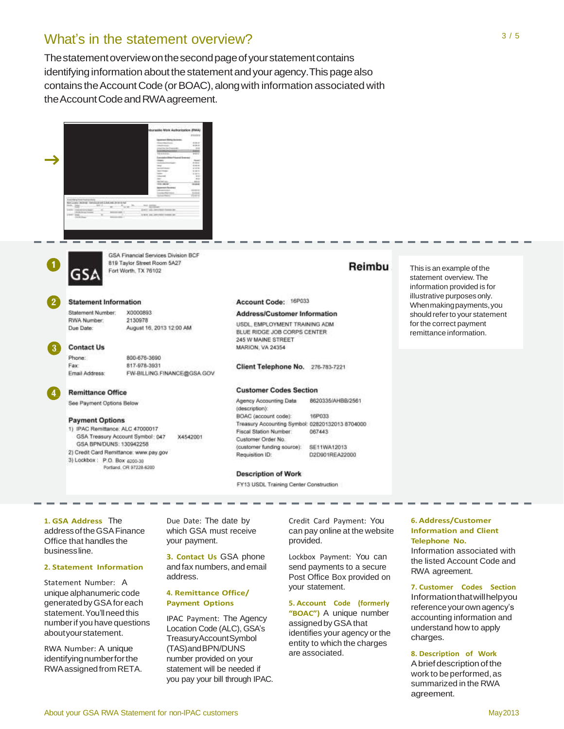## What's in the statement overview?

The statement overview on the second page of your statement contains identifying information about the statement and your agency. This page also contains the Account Code (or BOAC), along with information associated with the Account Code and RWA agreement.

---

**1**

GSA Financial Services Division BCF
819 Taylor Street Room 5A27
Fort Worth, TX 76102

**Reimbu**

**2** **Statement Information**

Statement Number: X0000893
RWA Number: 2130978
Due Date: August 16, 2013 12:00 AM

**3** **Contact Us**

Phone: 800-676-3690
Fax: 817-978-3931
Email Address: FW-BILLING.FINANCE@GSA.GOV

**4** **Remittance Office**

See Payment Options Below

**Payment Options**

1) IPAC Remittance: ALC 47000017
GSA Treasury Account Symbol: 047 X4542001
GSA BPN/DUNS: 130942258
2) Credit Card Remittance: www.pay.gov
3) Lockbox: P.O. Box 6200-30
Portland, OR 97228-6200

**Account Code:** 16P033

**Address/Customer Information**

USDL, EMPLOYMENT TRAINING ADM
BLUE RIDGE JOB CORPS CENTER
245 W MAINE STREET
MARION, VA 24354

**Client Telephone No.** 276-783-7221

**Customer Codes Section**

Agency Accounting Data (description): 8620335/AHBB/2561
BOAC (account code): 16P033
Treasury Accounting Symbol: 02820132013 8704000
Fiscal Station Number: 067443
Customer Order No.
(customer funding source): SE11WA12013
Requisition ID: D2D901REA22000

**Description of Work**

FY13 USDL Training Center Construction

This is an example of the statement overview. The information provided is for illustrative purposes only. When making payments, you should refer to your statement for the correct payment remittance information.

---

**1. GSA Address** The address of the GSA Finance Office that handles the business line.

**2. Statement Information**

Statement Number: A unique alphanumeric code generated by GSA for each statement. You'll need this number if you have questions about your statement.

RWA Number: A unique identifying number for the RWA assigned from RETA.

Due Date: The date by which GSA must receive your payment.

**3. Contact Us** GSA phone and fax numbers, and email address.

**4. Remittance Office/ Payment Options**

IPAC Payment: The Agency Location Code (ALC), GSA's Treasury Account Symbol (TAS) and BPN/DUNS number provided on your statement will be needed if you pay your bill through IPAC.

Credit Card Payment: You can pay online at the website provided.

Lockbox Payment: You can send payments to a secure Post Office Box provided on your statement.

**5. Account Code (formerly "BOAC")** A unique number assigned by GSA that identifies your agency or the entity to which the charges are associated.

**6. Address/Customer Information and Client Telephone No.** Information associated with the listed Account Code and RWA agreement.

**7. Customer Codes Section** Information that will help you reference your own agency's accounting information and understand how to apply charges.

**8. Description of Work** A brief description of the work to be performed, as summarized in the RWA agreement.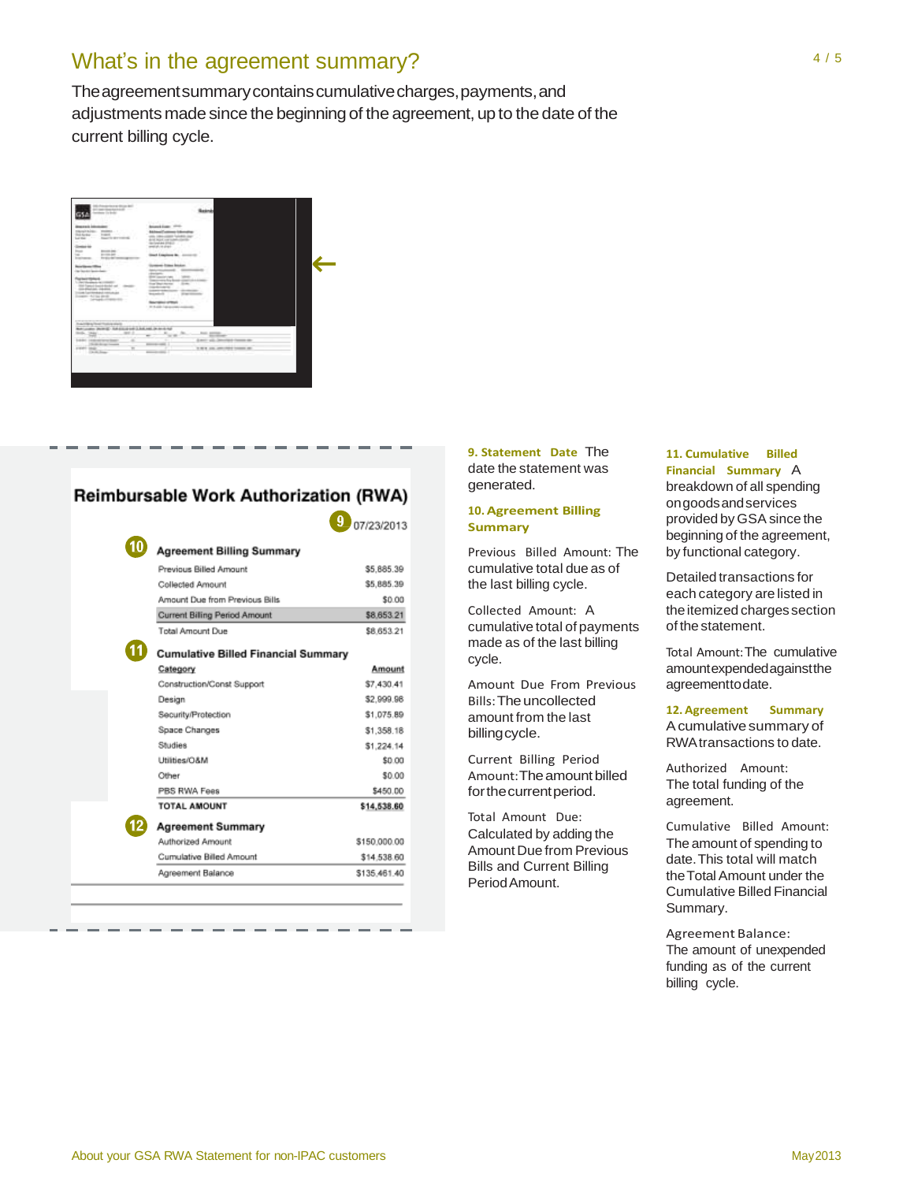## What's in the agreement summary?

The agreement summary contains cumulative charges, payments, and adjustments made since the beginning of the agreement, up to the date of the current billing cycle.

### Reimbursable Work Authorization (RWA)

9 07/23/2013

**10 Agreement Billing Summary**

| | |
|---|---|
| Previous Billed Amount | $5,885.39 |
| Collected Amount | $5,885.39 |
| Amount Due from Previous Bills | $0.00 |
| Current Billing Period Amount | $8,653.21 |
| Total Amount Due | $8,653.21 |

**11 Cumulative Billed Financial Summary**

| Category | Amount |
|---|---|
| Construction/Const Support | $7,430.41 |
| Design | $2,999.98 |
| Security/Protection | $1,075.89 |
| Space Changes | $1,358.18 |
| Studies | $1,224.14 |
| Utilities/O&M | $0.00 |
| Other | $0.00 |
| PBS RWA Fees | $450.00 |
| TOTAL AMOUNT | $14,538.60 |

**12 Agreement Summary**

| | |
|---|---|
| Authorized Amount | $150,000.00 |
| Cumulative Billed Amount | $14,538.60 |
| Agreement Balance | $135,461.40 |

**9. Statement Date** The date the statement was generated.

**10. Agreement Billing Summary**

Previous Billed Amount: The cumulative total due as of the last billing cycle.

Collected Amount: A cumulative total of payments made as of the last billing cycle.

Amount Due From Previous Bills: The uncollected amount from the last billing cycle.

Current Billing Period Amount: The amount billed for the current period.

Total Amount Due: Calculated by adding the Amount Due from Previous Bills and Current Billing Period Amount.

**11. Cumulative Billed Financial Summary** A breakdown of all spending on goods and services provided by GSA since the beginning of the agreement, by functional category.

Detailed transactions for each category are listed in the itemized charges section of the statement.

Total Amount: The cumulative amount expended against the agreement to date.

**12. Agreement Summary** A cumulative summary of RWA transactions to date.

Authorized Amount: The total funding of the agreement.

Cumulative Billed Amount: The amount of spending to date. This total will match the Total Amount under the Cumulative Billed Financial Summary.

Agreement Balance: The amount of unexpended funding as of the current billing cycle.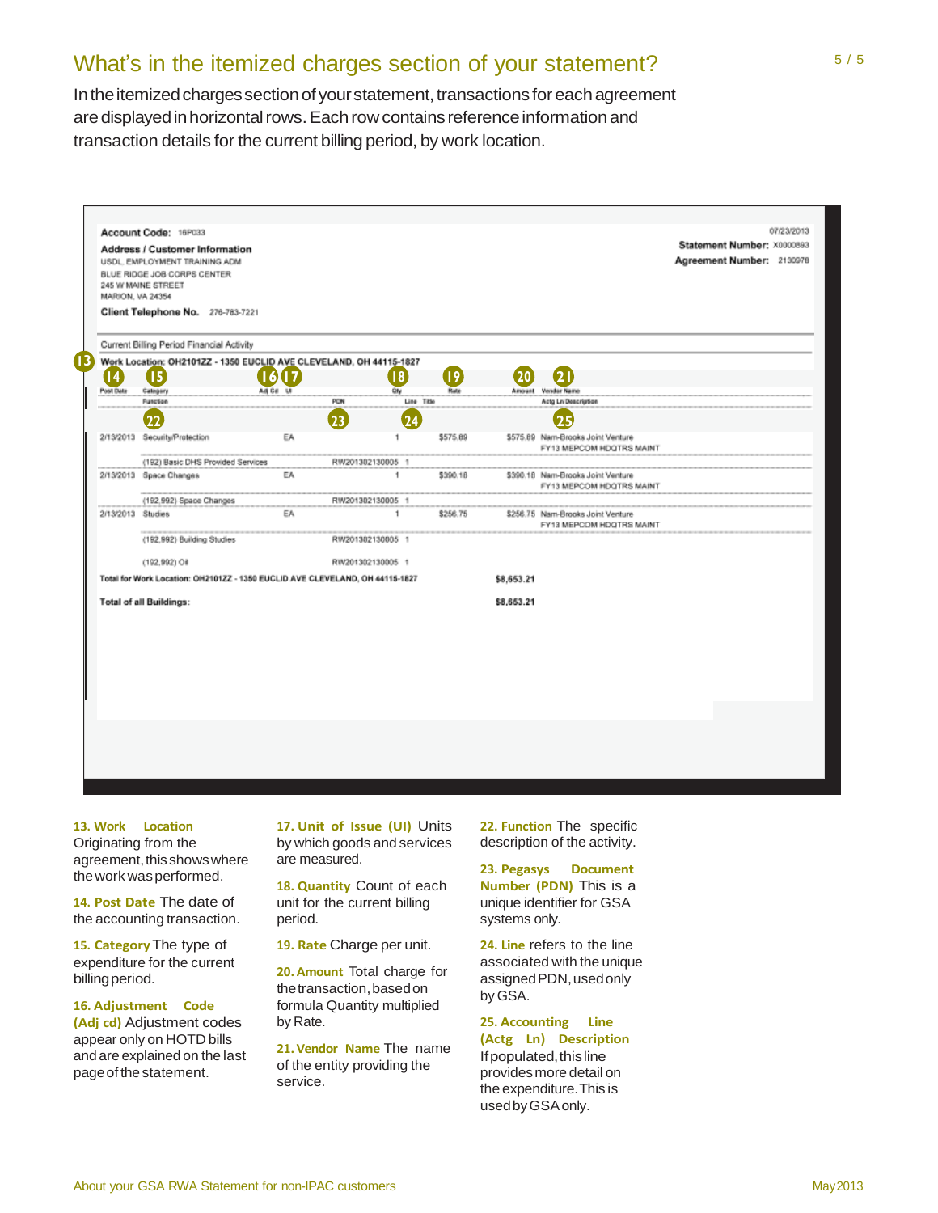## What's in the itemized charges section of your statement?

In the itemized charges section of your statement, transactions for each agreement are displayed in horizontal rows. Each row contains reference information and transaction details for the current billing period, by work location.

Account Code: 16P033

07/23/2013

Statement Number: X0000893

Agreement Number: 2130978

**Address / Customer Information**

USDL, EMPLOYMENT TRAINING ADM
BLUE RIDGE JOB CORPS CENTER
245 W MAINE STREET
MARION, VA 24354

Client Telephone No. 276-783-7221

Current Billing Period Financial Activity

(13) Work Location: OH2101ZZ - 1350 EUCLID AVE CLEVELAND, OH 44115-1827

| (14) Post Date | (15) Category / (22) Function | (16) Adj Cd | (17) UI | (23) PDN | (18) Qty / (24) Line | Title | (19) Rate | (20) Amount | (21) Vendor Name / (25) Actg Ln Description |
|---|---|---|---|---|---|---|---|---|---|
| 2/13/2013 | Security/Protection | | EA | | 1 | | $575.89 | $575.89 | Nam-Brooks Joint Venture FY13 MEPCOM HDQTRS MAINT |
| | (192) Basic DHS Provided Services | | | RW201302130005 | 1 | | | | |
| 2/13/2013 | Space Changes | | EA | | 1 | | $390.18 | $390.18 | Nam-Brooks Joint Venture FY13 MEPCOM HDQTRS MAINT |
| | (192,992) Space Changes | | | RW201302130005 | 1 | | | | |
| 2/13/2013 | Studies | | EA | | 1 | | $256.75 | $256.75 | Nam-Brooks Joint Venture FY13 MEPCOM HDQTRS MAINT |
| | (192,992) Building Studies | | | RW201302130005 | 1 | | | | |
| | (192,992) Oil | | | RW201302130005 | 1 | | | | |

Total for Work Location: OH2101ZZ - 1350 EUCLID AVE CLEVELAND, OH 44115-1827 — $8,653.21

Total of all Buildings: $8,653.21

**13. Work Location** Originating from the agreement, this shows where the work was performed.

**14. Post Date** The date of the accounting transaction.

**15. Category** The type of expenditure for the current billing period.

**16. Adjustment Code (Adj cd)** Adjustment codes appear only on HOTD bills and are explained on the last page of the statement.

**17. Unit of Issue (UI)** Units by which goods and services are measured.

**18. Quantity** Count of each unit for the current billing period.

**19. Rate** Charge per unit.

**20. Amount** Total charge for the transaction, based on formula Quantity multiplied by Rate.

**21. Vendor Name** The name of the entity providing the service.

**22. Function** The specific description of the activity.

**23. Pegasys Document Number (PDN)** This is a unique identifier for GSA systems only.

**24. Line** refers to the line associated with the unique assigned PDN, used only by GSA.

**25. Accounting Line (Actg Ln) Description** If populated, this line provides more detail on the expenditure. This is used by GSA only.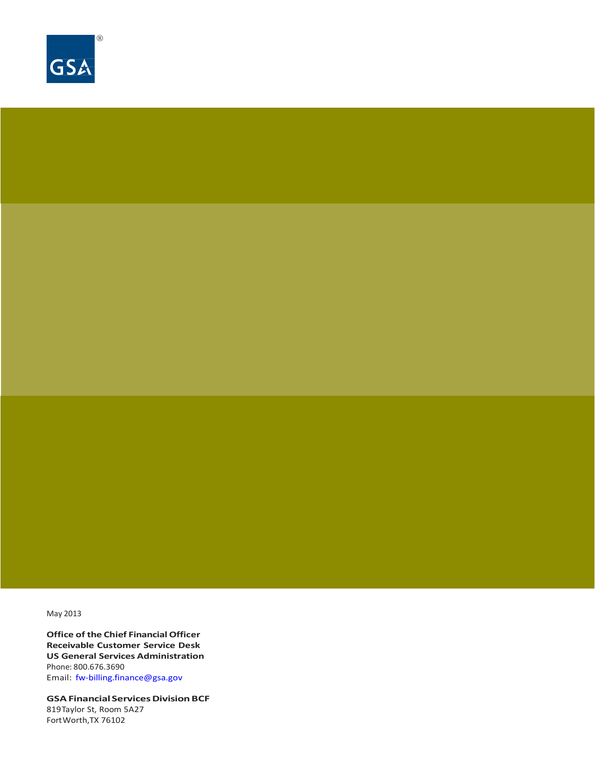GSA®

May 2013

**Office of the Chief Financial Officer**
**Receivable Customer Service Desk**
**US General Services Administration**
Phone: 800.676.3690
Email: fw-billing.finance@gsa.gov

**GSA Financial Services Division BCF**
819 Taylor St, Room 5A27
Fort Worth, TX 76102